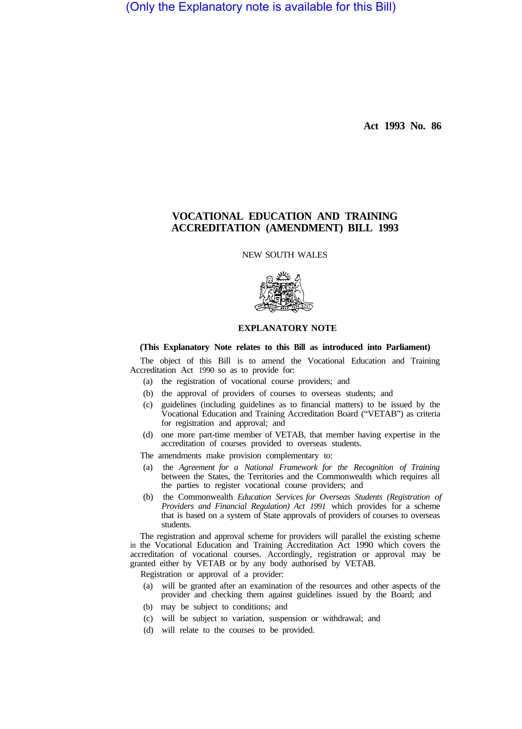(Only the Explanatory note is available for this Bill)

**Act 1993 No. 86**

# VOCATIONAL EDUCATION AND TRAINING ACCREDITATION (AMENDMENT) BILL 1993

NEW SOUTH WALES

## EXPLANATORY NOTE

**(This Explanatory Note relates to this Bill as introduced into Parliament)**

The object of this Bill is to amend the Vocational Education and Training Accreditation Act 1990 so as to provide for:

(a) the registration of vocational course providers; and

(b) the approval of providers of courses to overseas students; and

(c) guidelines (including guidelines as to financial matters) to be issued by the Vocational Education and Training Accreditation Board ("VETAB") as criteria for registration and approval; and

(d) one more part-time member of VETAB, that member having expertise in the accreditation of courses provided to overseas students.

The amendments make provision complementary to:

(a) the *Agreement for a National Framework for the Recognition of Training* between the States, the Territories and the Commonwealth which requires all the parties to register vocational course providers; and

(b) the Commonwealth *Education Services for Overseas Students (Registration of Providers and Financial Regulation) Act 1991* which provides for a scheme that is based on a system of State approvals of providers of courses to overseas students.

The registration and approval scheme for providers will parallel the existing scheme in the Vocational Education and Training Accreditation Act 1990 which covers the accreditation of vocational courses. Accordingly, registration or approval may be granted either by VETAB or by any body authorised by VETAB.

Registration or approval of a provider:

(a) will be granted after an examination of the resources and other aspects of the provider and checking them against guidelines issued by the Board; and

(b) may be subject to conditions; and

(c) will be subject to variation, suspension or withdrawal; and

(d) will relate to the courses to be provided.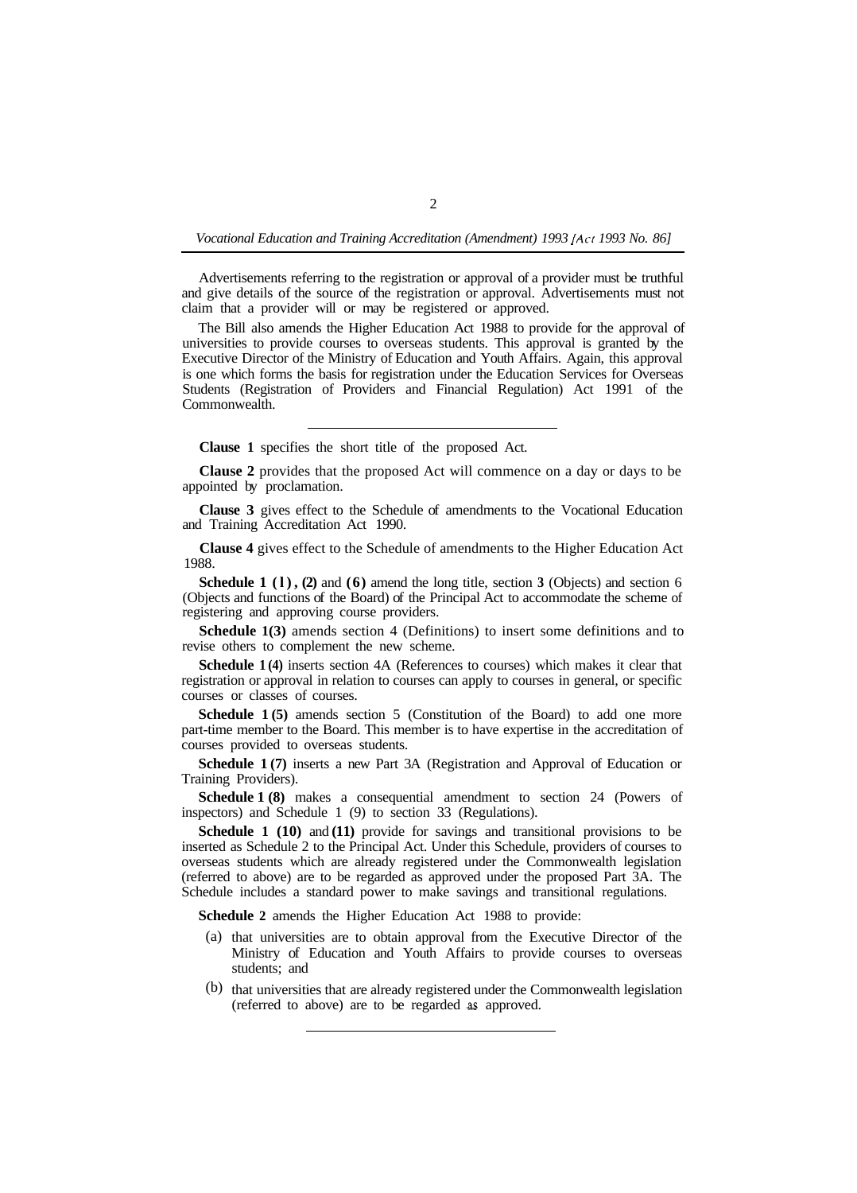Advertisements referring to the registration or approval of a provider must be truthful and give details of the source of the registration or approval. Advertisements must not claim that a provider will or may be registered or approved.

The Bill also amends the Higher Education Act 1988 to provide for the approval of universities to provide courses to overseas students. This approval is granted by the Executive Director of the Ministry of Education and Youth Affairs. Again, this approval is one which forms the basis for registration under the Education Services for Overseas Students (Registration of Providers and Financial Regulation) Act 1991 of the Commonwealth.

---

**Clause 1** specifies the short title of the proposed Act.

**Clause 2** provides that the proposed Act will commence on a day or days to be appointed by proclamation.

**Clause 3** gives effect to the Schedule of amendments to the Vocational Education and Training Accreditation Act 1990.

**Clause 4** gives effect to the Schedule of amendments to the Higher Education Act 1988.

**Schedule 1 (1), (2)** and **(6)** amend the long title, section **3** (Objects) and section 6 (Objects and functions of the Board) of the Principal Act to accommodate the scheme of registering and approving course providers.

**Schedule 1(3)** amends section 4 (Definitions) to insert some definitions and to revise others to complement the new scheme.

**Schedule 1 (4)** inserts section 4A (References to courses) which makes it clear that registration or approval in relation to courses can apply to courses in general, or specific courses or classes of courses.

**Schedule 1 (5)** amends section 5 (Constitution of the Board) to add one more part-time member to the Board. This member is to have expertise in the accreditation of courses provided to overseas students.

**Schedule 1 (7)** inserts a new Part 3A (Registration and Approval of Education or Training Providers).

**Schedule 1 (8)** makes a consequential amendment to section 24 (Powers of inspectors) and Schedule 1 (9) to section 33 (Regulations).

**Schedule 1 (10)** and **(11)** provide for savings and transitional provisions to be inserted as Schedule 2 to the Principal Act. Under this Schedule, providers of courses to overseas students which are already registered under the Commonwealth legislation (referred to above) are to be regarded as approved under the proposed Part 3A. The Schedule includes a standard power to make savings and transitional regulations.

**Schedule 2** amends the Higher Education Act 1988 to provide:

(a) that universities are to obtain approval from the Executive Director of the Ministry of Education and Youth Affairs to provide courses to overseas students; and

(b) that universities that are already registered under the Commonwealth legislation (referred to above) are to be regarded as approved.

---